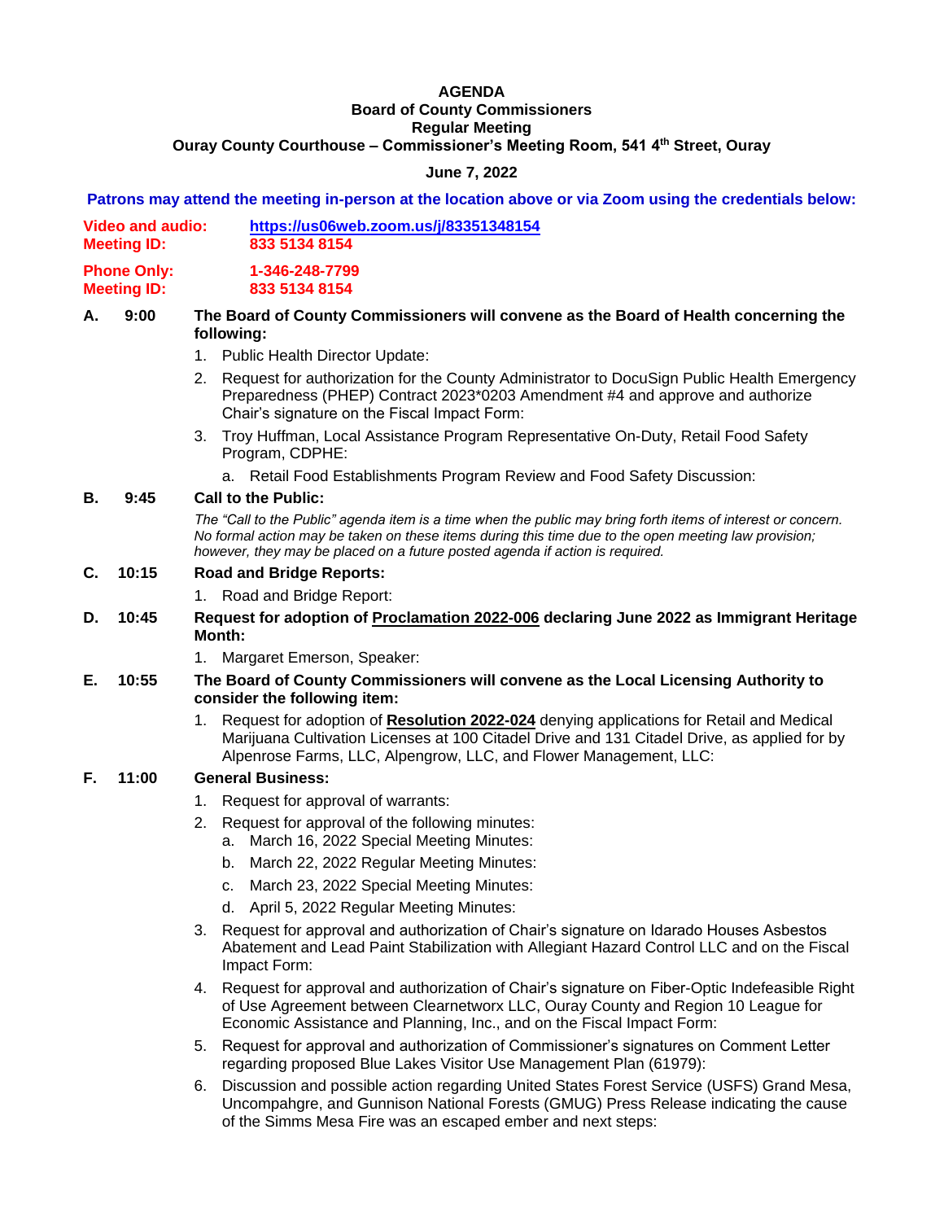**AGENDA**
**Board of County Commissioners**
**Regular Meeting**
**Ouray County Courthouse – Commissioner's Meeting Room, 541 4th Street, Ouray**

**June 7, 2022**

**Patrons may attend the meeting in-person at the location above or via Zoom using the credentials below:**

**Video and audio:** **https://us06web.zoom.us/j/83351348154**
**Meeting ID:** **833 5134 8154**

**Phone Only:** **1-346-248-7799**
**Meeting ID:** **833 5134 8154**

**A. 9:00 The Board of County Commissioners will convene as the Board of Health concerning the following:**

1. Public Health Director Update:
2. Request for authorization for the County Administrator to DocuSign Public Health Emergency Preparedness (PHEP) Contract 2023*0203 Amendment #4 and approve and authorize Chair's signature on the Fiscal Impact Form:
3. Troy Huffman, Local Assistance Program Representative On-Duty, Retail Food Safety Program, CDPHE:
   a. Retail Food Establishments Program Review and Food Safety Discussion:

**B. 9:45 Call to the Public:**

*The "Call to the Public" agenda item is a time when the public may bring forth items of interest or concern. No formal action may be taken on these items during this time due to the open meeting law provision; however, they may be placed on a future posted agenda if action is required.*

**C. 10:15 Road and Bridge Reports:**

1. Road and Bridge Report:

**D. 10:45 Request for adoption of Proclamation 2022-006 declaring June 2022 as Immigrant Heritage Month:**

1. Margaret Emerson, Speaker:

**E. 10:55 The Board of County Commissioners will convene as the Local Licensing Authority to consider the following item:**

1. Request for adoption of **Resolution 2022-024** denying applications for Retail and Medical Marijuana Cultivation Licenses at 100 Citadel Drive and 131 Citadel Drive, as applied for by Alpenrose Farms, LLC, Alpengrow, LLC, and Flower Management, LLC:

**F. 11:00 General Business:**

1. Request for approval of warrants:
2. Request for approval of the following minutes:
   a. March 16, 2022 Special Meeting Minutes:
   b. March 22, 2022 Regular Meeting Minutes:
   c. March 23, 2022 Special Meeting Minutes:
   d. April 5, 2022 Regular Meeting Minutes:
3. Request for approval and authorization of Chair's signature on Idarado Houses Asbestos Abatement and Lead Paint Stabilization with Allegiant Hazard Control LLC and on the Fiscal Impact Form:
4. Request for approval and authorization of Chair's signature on Fiber-Optic Indefeasible Right of Use Agreement between Clearnetworx LLC, Ouray County and Region 10 League for Economic Assistance and Planning, Inc., and on the Fiscal Impact Form:
5. Request for approval and authorization of Commissioner's signatures on Comment Letter regarding proposed Blue Lakes Visitor Use Management Plan (61979):
6. Discussion and possible action regarding United States Forest Service (USFS) Grand Mesa, Uncompahgre, and Gunnison National Forests (GMUG) Press Release indicating the cause of the Simms Mesa Fire was an escaped ember and next steps: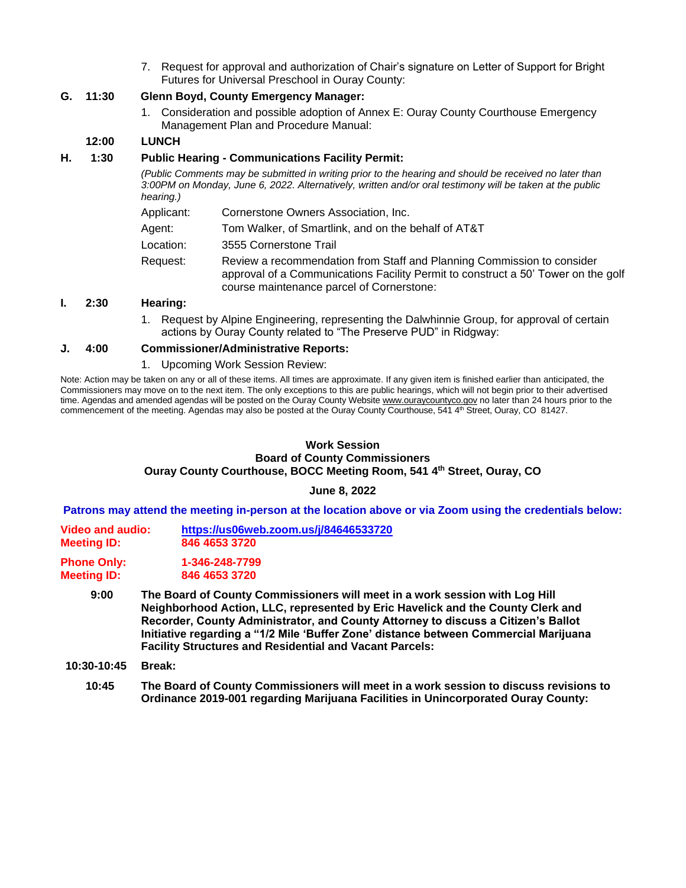7. Request for approval and authorization of Chair's signature on Letter of Support for Bright Futures for Universal Preschool in Ouray County:

**G. 11:30 Glenn Boyd, County Emergency Manager:**

1. Consideration and possible adoption of Annex E: Ouray County Courthouse Emergency Management Plan and Procedure Manual:

**12:00 LUNCH**

**H. 1:30 Public Hearing - Communications Facility Permit:**

*(Public Comments may be submitted in writing prior to the hearing and should be received no later than 3:00PM on Monday, June 6, 2022. Alternatively, written and/or oral testimony will be taken at the public hearing.)*

| | |
|---|---|
| Applicant: | Cornerstone Owners Association, Inc. |
| Agent: | Tom Walker, of Smartlink, and on the behalf of AT&T |
| Location: | 3555 Cornerstone Trail |
| Request: | Review a recommendation from Staff and Planning Commission to consider approval of a Communications Facility Permit to construct a 50' Tower on the golf course maintenance parcel of Cornerstone: |

**I. 2:30 Hearing:**

1. Request by Alpine Engineering, representing the Dalwhinnie Group, for approval of certain actions by Ouray County related to "The Preserve PUD" in Ridgway:

**J. 4:00 Commissioner/Administrative Reports:**

1. Upcoming Work Session Review:

Note: Action may be taken on any or all of these items. All times are approximate. If any given item is finished earlier than anticipated, the Commissioners may move on to the next item. The only exceptions to this are public hearings, which will not begin prior to their advertised time. Agendas and amended agendas will be posted on the Ouray County Website www.ouraycountyco.gov no later than 24 hours prior to the commencement of the meeting. Agendas may also be posted at the Ouray County Courthouse, 541 4th Street, Ouray, CO 81427.

## Work Session
## Board of County Commissioners
## Ouray County Courthouse, BOCC Meeting Room, 541 4th Street, Ouray, CO

**June 8, 2022**

**Patrons may attend the meeting in-person at the location above or via Zoom using the credentials below:**

**Video and audio:** **https://us06web.zoom.us/j/84646533720**
**Meeting ID:** **846 4653 3720**

**Phone Only:** **1-346-248-7799**
**Meeting ID:** **846 4653 3720**

**9:00** **The Board of County Commissioners will meet in a work session with Log Hill Neighborhood Action, LLC, represented by Eric Havelick and the County Clerk and Recorder, County Administrator, and County Attorney to discuss a Citizen's Ballot Initiative regarding a "1/2 Mile 'Buffer Zone' distance between Commercial Marijuana Facility Structures and Residential and Vacant Parcels:**

**10:30-10:45** **Break:**

**10:45** **The Board of County Commissioners will meet in a work session to discuss revisions to Ordinance 2019-001 regarding Marijuana Facilities in Unincorporated Ouray County:**